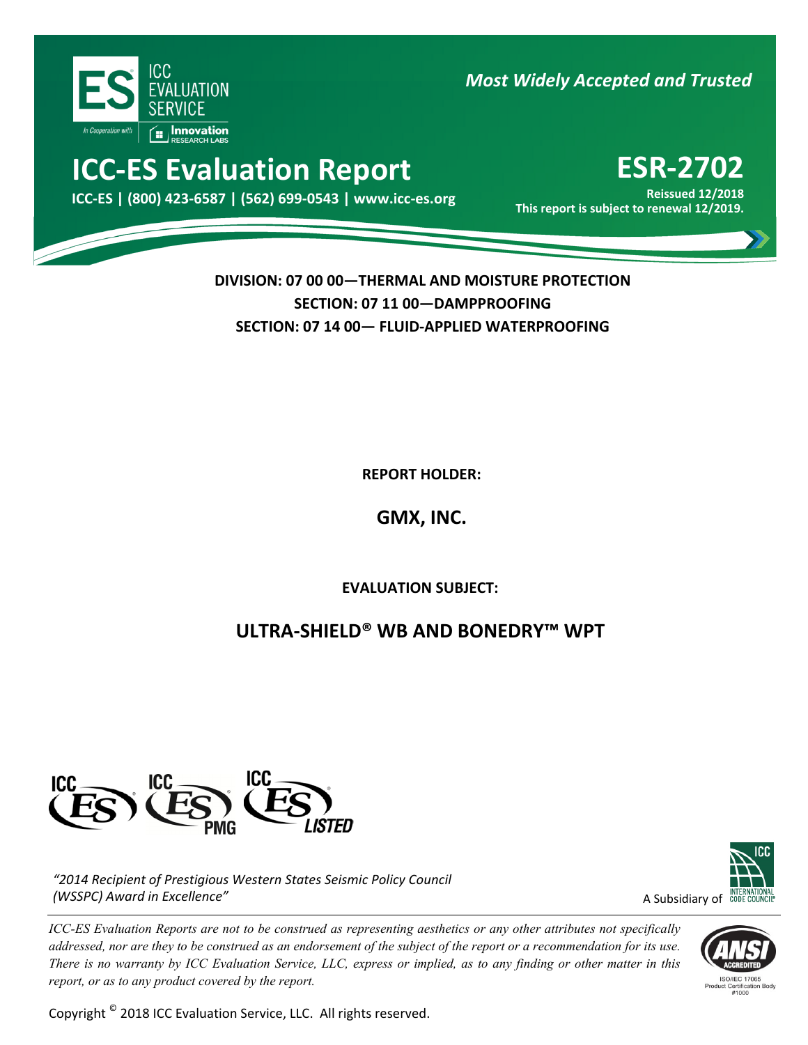ICC EVALUATION SERVICE

In Cooperation with Innovation RESEARCH LABS

*Most Widely Accepted and Trusted*

# ICC-ES Evaluation Report

**ICC-ES | (800) 423-6587 | (562) 699-0543 | www.icc-es.org**

# ESR-2702

**Reissued 12/2018**

**This report is subject to renewal 12/2019.**

**DIVISION: 07 00 00—THERMAL AND MOISTURE PROTECTION**

**SECTION: 07 11 00—DAMPPROOFING**

**SECTION: 07 14 00— FLUID-APPLIED WATERPROOFING**

**REPORT HOLDER:**

## GMX, INC.

**EVALUATION SUBJECT:**

## ULTRA-SHIELD® WB AND BONEDRY™ WPT

*"2014 Recipient of Prestigious Western States Seismic Policy Council (WSSPC) Award in Excellence"*

A Subsidiary of INTERNATIONAL CODE COUNCIL

*ICC-ES Evaluation Reports are not to be construed as representing aesthetics or any other attributes not specifically addressed, nor are they to be construed as an endorsement of the subject of the report or a recommendation for its use. There is no warranty by ICC Evaluation Service, LLC, express or implied, as to any finding or other matter in this report, or as to any product covered by the report.*

ANSI ACCREDITED ISO/IEC 17065 Product Certification Body #1000

Copyright © 2018 ICC Evaluation Service, LLC. All rights reserved.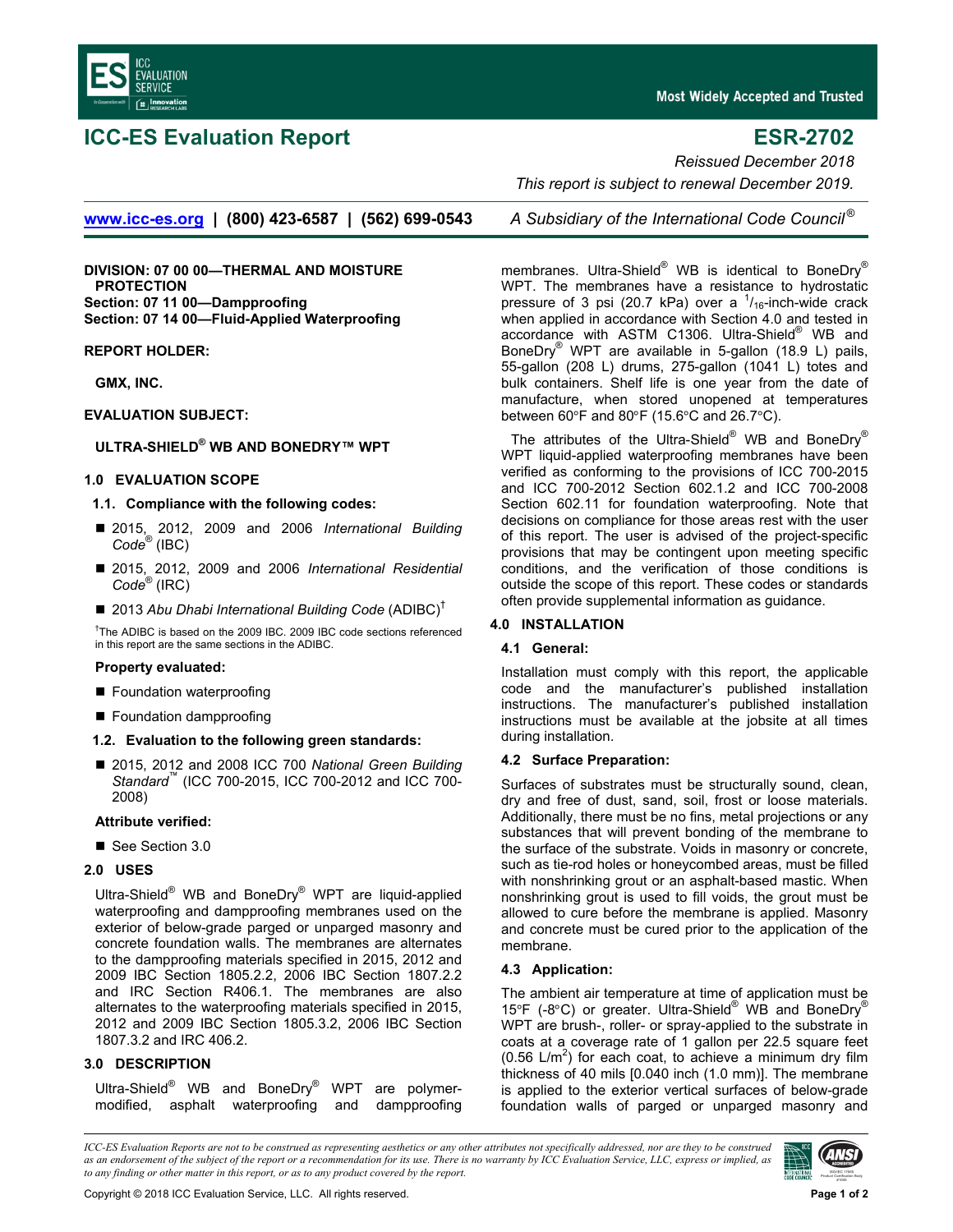# ICC-ES Evaluation Report

# ESR-2702

*Reissued December 2018*

*This report is subject to renewal December 2019.*

www.icc-es.org | (800) 423-6587 | (562) 699-0543 *A Subsidiary of the International Code Council®*

**DIVISION: 07 00 00—THERMAL AND MOISTURE PROTECTION**
**Section: 07 11 00—Dampproofing**
**Section: 07 14 00—Fluid-Applied Waterproofing**

**REPORT HOLDER:**

**GMX, INC.**

**EVALUATION SUBJECT:**

**ULTRA-SHIELD® WB AND BONEDRY™ WPT**

## 1.0 EVALUATION SCOPE

### 1.1. Compliance with the following codes:

- 2015, 2012, 2009 and 2006 *International Building Code®* (IBC)
- 2015, 2012, 2009 and 2006 *International Residential Code®* (IRC)
- 2013 *Abu Dhabi International Building Code* (ADIBC)†

†The ADIBC is based on the 2009 IBC. 2009 IBC code sections referenced in this report are the same sections in the ADIBC.

**Property evaluated:**

- Foundation waterproofing
- Foundation dampproofing

### 1.2. Evaluation to the following green standards:

- 2015, 2012 and 2008 ICC 700 *National Green Building Standard™* (ICC 700-2015, ICC 700-2012 and ICC 700-2008)

**Attribute verified:**

- See Section 3.0

## 2.0 USES

Ultra-Shield® WB and BoneDry® WPT are liquid-applied waterproofing and dampproofing membranes used on the exterior of below-grade parged or unparged masonry and concrete foundation walls. The membranes are alternates to the dampproofing materials specified in 2015, 2012 and 2009 IBC Section 1805.2.2, 2006 IBC Section 1807.2.2 and IRC Section R406.1. The membranes are also alternates to the waterproofing materials specified in 2015, 2012 and 2009 IBC Section 1805.3.2, 2006 IBC Section 1807.3.2 and IRC 406.2.

## 3.0 DESCRIPTION

Ultra-Shield® WB and BoneDry® WPT are polymer-modified, asphalt waterproofing and dampproofing membranes. Ultra-Shield® WB is identical to BoneDry® WPT. The membranes have a resistance to hydrostatic pressure of 3 psi (20.7 kPa) over a $^{1}/_{16}$-inch-wide crack when applied in accordance with Section 4.0 and tested in accordance with ASTM C1306. Ultra-Shield® WB and BoneDry® WPT are available in 5-gallon (18.9 L) pails, 55-gallon (208 L) drums, 275-gallon (1041 L) totes and bulk containers. Shelf life is one year from the date of manufacture, when stored unopened at temperatures between 60°F and 80°F (15.6°C and 26.7°C).

The attributes of the Ultra-Shield® WB and BoneDry® WPT liquid-applied waterproofing membranes have been verified as conforming to the provisions of ICC 700-2015 and ICC 700-2012 Section 602.1.2 and ICC 700-2008 Section 602.11 for foundation waterproofing. Note that decisions on compliance for those areas rest with the user of this report. The user is advised of the project-specific provisions that may be contingent upon meeting specific conditions, and the verification of those conditions is outside the scope of this report. These codes or standards often provide supplemental information as guidance.

## 4.0 INSTALLATION

### 4.1 General:

Installation must comply with this report, the applicable code and the manufacturer's published installation instructions. The manufacturer's published installation instructions must be available at the jobsite at all times during installation.

### 4.2 Surface Preparation:

Surfaces of substrates must be structurally sound, clean, dry and free of dust, sand, soil, frost or loose materials. Additionally, there must be no fins, metal projections or any substances that will prevent bonding of the membrane to the surface of the substrate. Voids in masonry or concrete, such as tie-rod holes or honeycombed areas, must be filled with nonshrinking grout or an asphalt-based mastic. When nonshrinking grout is used to fill voids, the grout must be allowed to cure before the membrane is applied. Masonry and concrete must be cured prior to the application of the membrane.

### 4.3 Application:

The ambient air temperature at time of application must be 15°F (-8°C) or greater. Ultra-Shield® WB and BoneDry® WPT are brush-, roller- or spray-applied to the substrate in coats at a coverage rate of 1 gallon per 22.5 square feet (0.56 L/m$^2$) for each coat, to achieve a minimum dry film thickness of 40 mils [0.040 inch (1.0 mm)]. The membrane is applied to the exterior vertical surfaces of below-grade foundation walls of parged or unparged masonry and

*ICC-ES Evaluation Reports are not to be construed as representing aesthetics or any other attributes not specifically addressed, nor are they to be construed as an endorsement of the subject of the report or a recommendation for its use. There is no warranty by ICC Evaluation Service, LLC, express or implied, as to any finding or other matter in this report, or as to any product covered by the report.*

Copyright © 2018 ICC Evaluation Service, LLC. All rights reserved.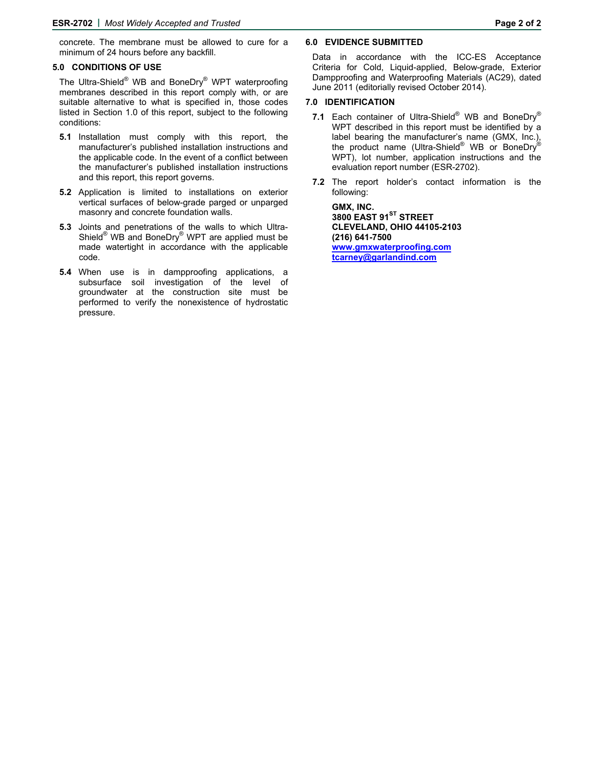concrete. The membrane must be allowed to cure for a minimum of 24 hours before any backfill.

## 5.0 CONDITIONS OF USE

The Ultra-Shield® WB and BoneDry® WPT waterproofing membranes described in this report comply with, or are suitable alternative to what is specified in, those codes listed in Section 1.0 of this report, subject to the following conditions:

**5.1** Installation must comply with this report, the manufacturer's published installation instructions and the applicable code. In the event of a conflict between the manufacturer's published installation instructions and this report, this report governs.

**5.2** Application is limited to installations on exterior vertical surfaces of below-grade parged or unparged masonry and concrete foundation walls.

**5.3** Joints and penetrations of the walls to which Ultra-Shield® WB and BoneDry® WPT are applied must be made watertight in accordance with the applicable code.

**5.4** When use is in dampproofing applications, a subsurface soil investigation of the level of groundwater at the construction site must be performed to verify the nonexistence of hydrostatic pressure.

## 6.0 EVIDENCE SUBMITTED

Data in accordance with the ICC-ES Acceptance Criteria for Cold, Liquid-applied, Below-grade, Exterior Dampproofing and Waterproofing Materials (AC29), dated June 2011 (editorially revised October 2014).

## 7.0 IDENTIFICATION

**7.1** Each container of Ultra-Shield® WB and BoneDry® WPT described in this report must be identified by a label bearing the manufacturer's name (GMX, Inc.), the product name (Ultra-Shield® WB or BoneDry® WPT), lot number, application instructions and the evaluation report number (ESR-2702).

**7.2** The report holder's contact information is the following:

**GMX, INC.**
**3800 EAST 91ST STREET**
**CLEVELAND, OHIO 44105-2103**
**(216) 641-7500**
**www.gmxwaterproofing.com**
**tcarney@garlandind.com**